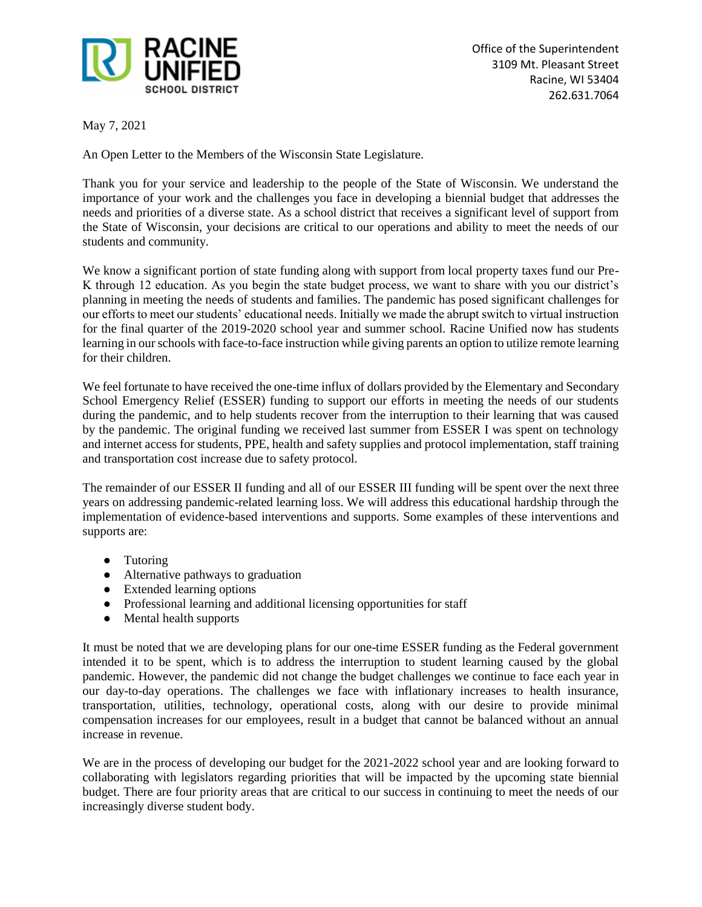**RACINE UNIFIED SCHOOL DISTRICT**

Office of the Superintendent
3109 Mt. Pleasant Street
Racine, WI 53404
262.631.7064

May 7, 2021

An Open Letter to the Members of the Wisconsin State Legislature.

Thank you for your service and leadership to the people of the State of Wisconsin. We understand the importance of your work and the challenges you face in developing a biennial budget that addresses the needs and priorities of a diverse state. As a school district that receives a significant level of support from the State of Wisconsin, your decisions are critical to our operations and ability to meet the needs of our students and community.

We know a significant portion of state funding along with support from local property taxes fund our Pre-K through 12 education. As you begin the state budget process, we want to share with you our district's planning in meeting the needs of students and families. The pandemic has posed significant challenges for our efforts to meet our students' educational needs. Initially we made the abrupt switch to virtual instruction for the final quarter of the 2019-2020 school year and summer school. Racine Unified now has students learning in our schools with face-to-face instruction while giving parents an option to utilize remote learning for their children.

We feel fortunate to have received the one-time influx of dollars provided by the Elementary and Secondary School Emergency Relief (ESSER) funding to support our efforts in meeting the needs of our students during the pandemic, and to help students recover from the interruption to their learning that was caused by the pandemic. The original funding we received last summer from ESSER I was spent on technology and internet access for students, PPE, health and safety supplies and protocol implementation, staff training and transportation cost increase due to safety protocol.

The remainder of our ESSER II funding and all of our ESSER III funding will be spent over the next three years on addressing pandemic-related learning loss. We will address this educational hardship through the implementation of evidence-based interventions and supports. Some examples of these interventions and supports are:

- Tutoring
- Alternative pathways to graduation
- Extended learning options
- Professional learning and additional licensing opportunities for staff
- Mental health supports

It must be noted that we are developing plans for our one-time ESSER funding as the Federal government intended it to be spent, which is to address the interruption to student learning caused by the global pandemic. However, the pandemic did not change the budget challenges we continue to face each year in our day-to-day operations. The challenges we face with inflationary increases to health insurance, transportation, utilities, technology, operational costs, along with our desire to provide minimal compensation increases for our employees, result in a budget that cannot be balanced without an annual increase in revenue.

We are in the process of developing our budget for the 2021-2022 school year and are looking forward to collaborating with legislators regarding priorities that will be impacted by the upcoming state biennial budget. There are four priority areas that are critical to our success in continuing to meet the needs of our increasingly diverse student body.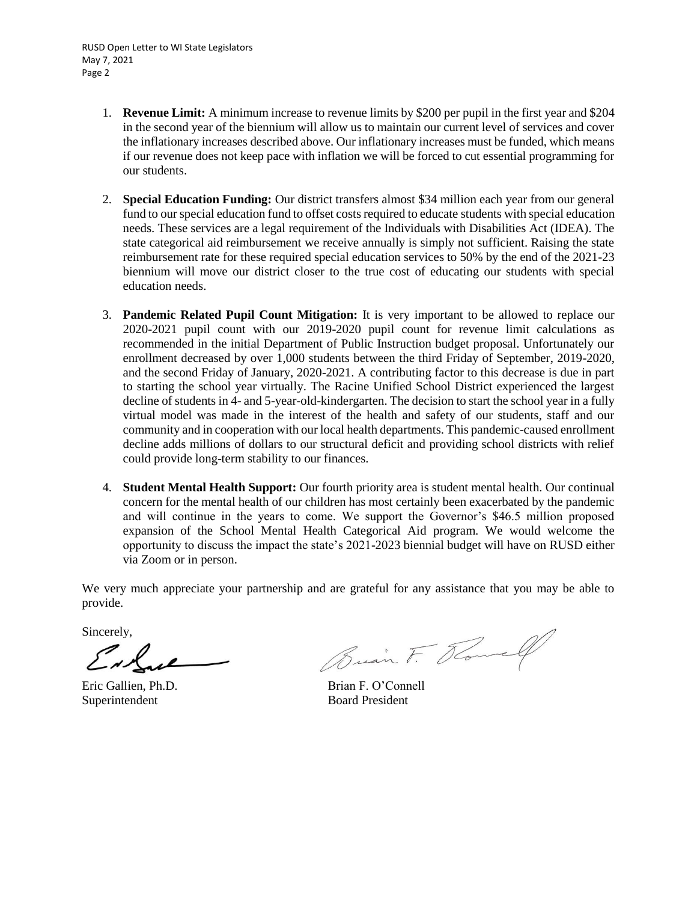1. **Revenue Limit:** A minimum increase to revenue limits by $200 per pupil in the first year and $204 in the second year of the biennium will allow us to maintain our current level of services and cover the inflationary increases described above. Our inflationary increases must be funded, which means if our revenue does not keep pace with inflation we will be forced to cut essential programming for our students.

2. **Special Education Funding:** Our district transfers almost $34 million each year from our general fund to our special education fund to offset costs required to educate students with special education needs. These services are a legal requirement of the Individuals with Disabilities Act (IDEA). The state categorical aid reimbursement we receive annually is simply not sufficient. Raising the state reimbursement rate for these required special education services to 50% by the end of the 2021-23 biennium will move our district closer to the true cost of educating our students with special education needs.

3. **Pandemic Related Pupil Count Mitigation:** It is very important to be allowed to replace our 2020-2021 pupil count with our 2019-2020 pupil count for revenue limit calculations as recommended in the initial Department of Public Instruction budget proposal. Unfortunately our enrollment decreased by over 1,000 students between the third Friday of September, 2019-2020, and the second Friday of January, 2020-2021. A contributing factor to this decrease is due in part to starting the school year virtually. The Racine Unified School District experienced the largest decline of students in 4- and 5-year-old-kindergarten. The decision to start the school year in a fully virtual model was made in the interest of the health and safety of our students, staff and our community and in cooperation with our local health departments. This pandemic-caused enrollment decline adds millions of dollars to our structural deficit and providing school districts with relief could provide long-term stability to our finances.

4. **Student Mental Health Support:** Our fourth priority area is student mental health. Our continual concern for the mental health of our children has most certainly been exacerbated by the pandemic and will continue in the years to come. We support the Governor's $46.5 million proposed expansion of the School Mental Health Categorical Aid program. We would welcome the opportunity to discuss the impact the state's 2021-2023 biennial budget will have on RUSD either via Zoom or in person.

We very much appreciate your partnership and are grateful for any assistance that you may be able to provide.

Sincerely,

Eric Gallien, Ph.D.
Superintendent

Brian F. O'Connell
Board President